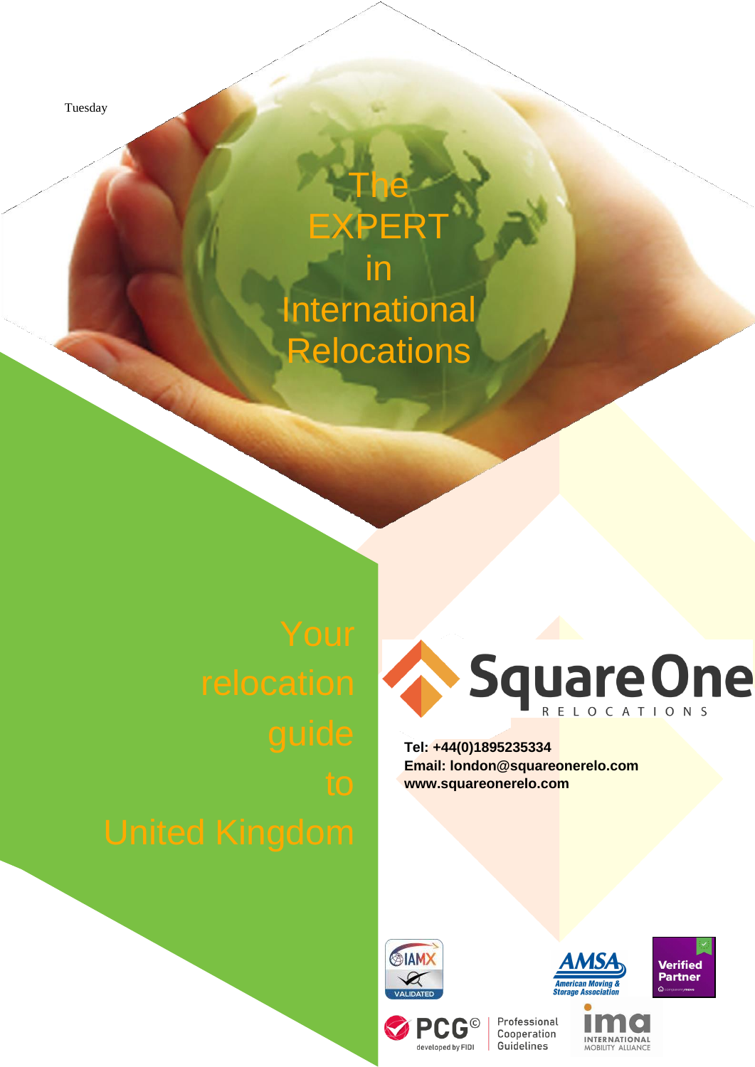Tuesday

# The EXPERT in International Relocations

## Your relocation guide to United Kingdom

Square One RELOCATIONS

**Tel: +44(0)1895235334**
**Email: london@squareonerelo.com**
**www.squareonerelo.com**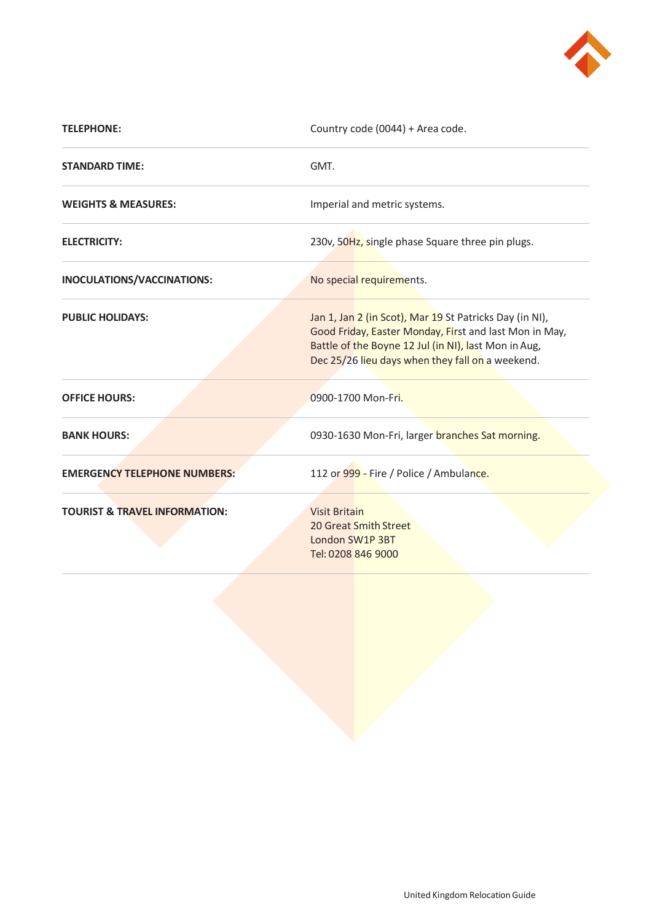| | |
|---|---|
| **TELEPHONE:** | Country code (0044) + Area code. |
| **STANDARD TIME:** | GMT. |
| **WEIGHTS & MEASURES:** | Imperial and metric systems. |
| **ELECTRICITY:** | 230v, 50Hz, single phase Square three pin plugs. |
| **INOCULATIONS/VACCINATIONS:** | No special requirements. |
| **PUBLIC HOLIDAYS:** | Jan 1, Jan 2 (in Scot), Mar 19 St Patricks Day (in NI), Good Friday, Easter Monday, First and last Mon in May, Battle of the Boyne 12 Jul (in NI), last Mon in Aug, Dec 25/26 lieu days when they fall on a weekend. |
| **OFFICE HOURS:** | 0900-1700 Mon-Fri. |
| **BANK HOURS:** | 0930-1630 Mon-Fri, larger branches Sat morning. |
| **EMERGENCY TELEPHONE NUMBERS:** | 112 or 999 - Fire / Police / Ambulance. |
| **TOURIST & TRAVEL INFORMATION:** | Visit Britain<br>20 Great Smith Street<br>London SW1P 3BT<br>Tel: 0208 846 9000 |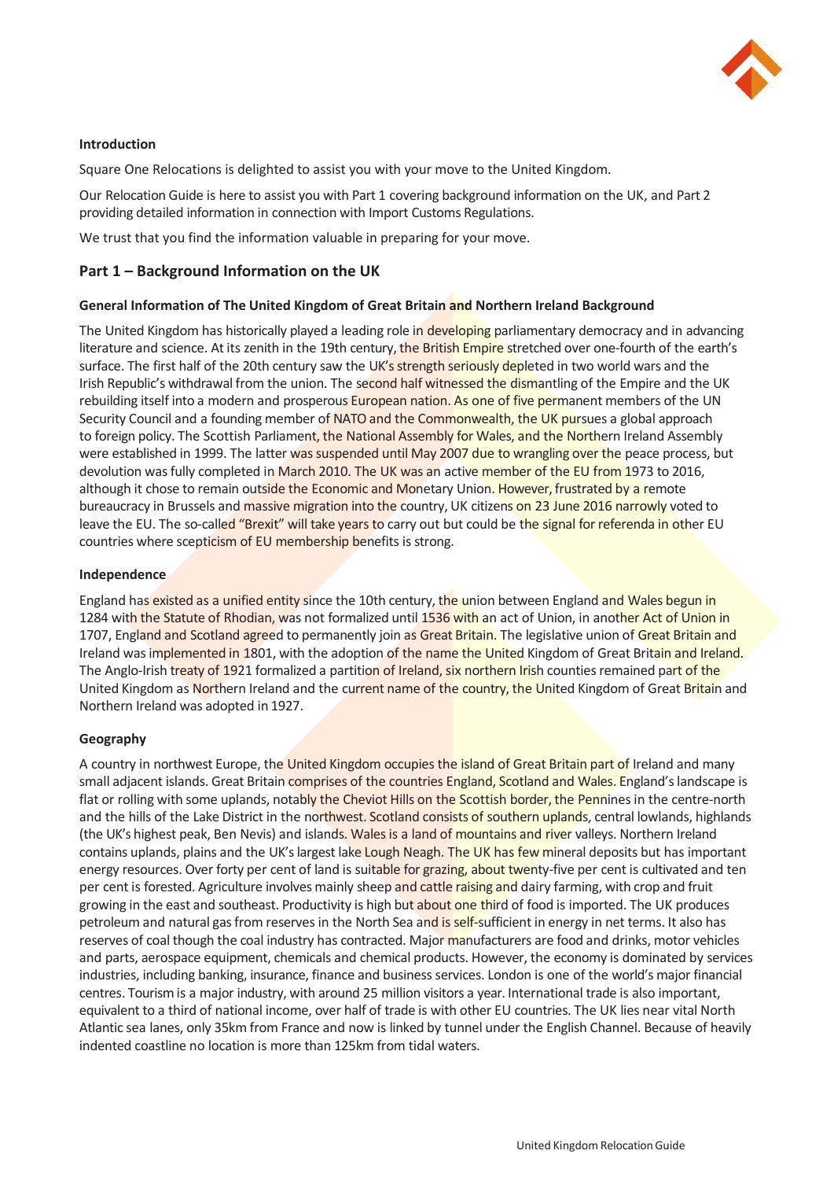**Introduction**

Square One Relocations is delighted to assist you with your move to the United Kingdom.

Our Relocation Guide is here to assist you with Part 1 covering background information on the UK, and Part 2 providing detailed information in connection with Import Customs Regulations.

We trust that you find the information valuable in preparing for your move.

## Part 1 – Background Information on the UK

### General Information of The United Kingdom of Great Britain and Northern Ireland Background

The United Kingdom has historically played a leading role in developing parliamentary democracy and in advancing literature and science. At its zenith in the 19th century, the British Empire stretched over one-fourth of the earth's surface. The first half of the 20th century saw the UK's strength seriously depleted in two world wars and the Irish Republic's withdrawal from the union. The second half witnessed the dismantling of the Empire and the UK rebuilding itself into a modern and prosperous European nation. As one of five permanent members of the UN Security Council and a founding member of NATO and the Commonwealth, the UK pursues a global approach to foreign policy. The Scottish Parliament, the National Assembly for Wales, and the Northern Ireland Assembly were established in 1999. The latter was suspended until May 2007 due to wrangling over the peace process, but devolution was fully completed in March 2010. The UK was an active member of the EU from 1973 to 2016, although it chose to remain outside the Economic and Monetary Union. However, frustrated by a remote bureaucracy in Brussels and massive migration into the country, UK citizens on 23 June 2016 narrowly voted to leave the EU. The so-called "Brexit" will take years to carry out but could be the signal for referenda in other EU countries where scepticism of EU membership benefits is strong.

### Independence

England has existed as a unified entity since the 10th century, the union between England and Wales begun in 1284 with the Statute of Rhodian, was not formalized until 1536 with an act of Union, in another Act of Union in 1707, England and Scotland agreed to permanently join as Great Britain. The legislative union of Great Britain and Ireland was implemented in 1801, with the adoption of the name the United Kingdom of Great Britain and Ireland. The Anglo-Irish treaty of 1921 formalized a partition of Ireland, six northern Irish counties remained part of the United Kingdom as Northern Ireland and the current name of the country, the United Kingdom of Great Britain and Northern Ireland was adopted in 1927.

### Geography

A country in northwest Europe, the United Kingdom occupies the island of Great Britain part of Ireland and many small adjacent islands. Great Britain comprises of the countries England, Scotland and Wales. England's landscape is flat or rolling with some uplands, notably the Cheviot Hills on the Scottish border, the Pennines in the centre-north and the hills of the Lake District in the northwest. Scotland consists of southern uplands, central lowlands, highlands (the UK's highest peak, Ben Nevis) and islands. Wales is a land of mountains and river valleys. Northern Ireland contains uplands, plains and the UK's largest lake Lough Neagh. The UK has few mineral deposits but has important energy resources. Over forty per cent of land is suitable for grazing, about twenty-five per cent is cultivated and ten per cent is forested. Agriculture involves mainly sheep and cattle raising and dairy farming, with crop and fruit growing in the east and southeast. Productivity is high but about one third of food is imported. The UK produces petroleum and natural gas from reserves in the North Sea and is self-sufficient in energy in net terms. It also has reserves of coal though the coal industry has contracted. Major manufacturers are food and drinks, motor vehicles and parts, aerospace equipment, chemicals and chemical products. However, the economy is dominated by services industries, including banking, insurance, finance and business services. London is one of the world's major financial centres. Tourism is a major industry, with around 25 million visitors a year. International trade is also important, equivalent to a third of national income, over half of trade is with other EU countries. The UK lies near vital North Atlantic sea lanes, only 35km from France and now is linked by tunnel under the English Channel. Because of heavily indented coastline no location is more than 125km from tidal waters.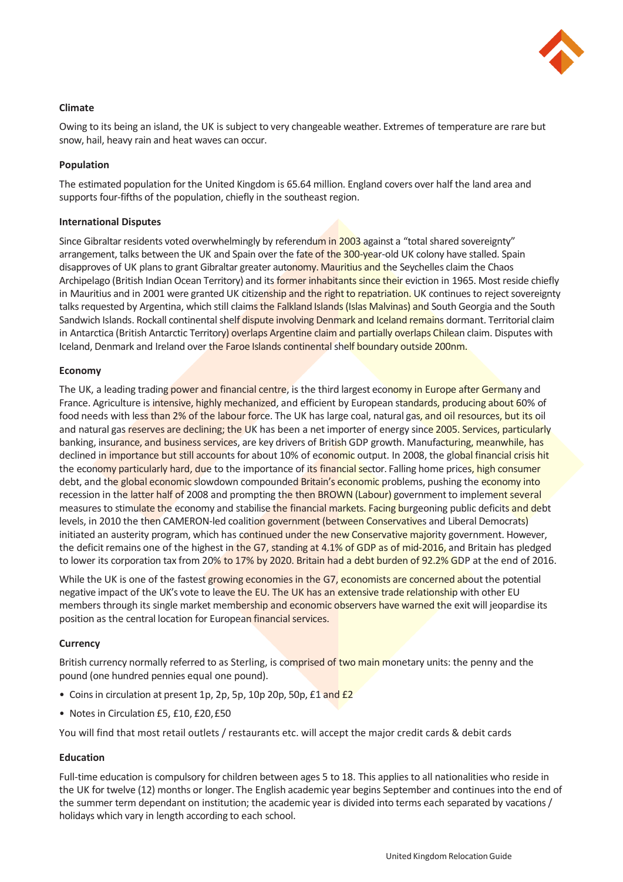**Climate**

Owing to its being an island, the UK is subject to very changeable weather. Extremes of temperature are rare but snow, hail, heavy rain and heat waves can occur.

**Population**

The estimated population for the United Kingdom is 65.64 million. England covers over half the land area and supports four-fifths of the population, chiefly in the southeast region.

**International Disputes**

Since Gibraltar residents voted overwhelmingly by referendum in 2003 against a "total shared sovereignty" arrangement, talks between the UK and Spain over the fate of the 300-year-old UK colony have stalled. Spain disapproves of UK plans to grant Gibraltar greater autonomy. Mauritius and the Seychelles claim the Chaos Archipelago (British Indian Ocean Territory) and its former inhabitants since their eviction in 1965. Most reside chiefly in Mauritius and in 2001 were granted UK citizenship and the right to repatriation. UK continues to reject sovereignty talks requested by Argentina, which still claims the Falkland Islands (Islas Malvinas) and South Georgia and the South Sandwich Islands. Rockall continental shelf dispute involving Denmark and Iceland remains dormant. Territorial claim in Antarctica (British Antarctic Territory) overlaps Argentine claim and partially overlaps Chilean claim. Disputes with Iceland, Denmark and Ireland over the Faroe Islands continental shelf boundary outside 200nm.

**Economy**

The UK, a leading trading power and financial centre, is the third largest economy in Europe after Germany and France. Agriculture is intensive, highly mechanized, and efficient by European standards, producing about 60% of food needs with less than 2% of the labour force. The UK has large coal, natural gas, and oil resources, but its oil and natural gas reserves are declining; the UK has been a net importer of energy since 2005. Services, particularly banking, insurance, and business services, are key drivers of British GDP growth. Manufacturing, meanwhile, has declined in importance but still accounts for about 10% of economic output. In 2008, the global financial crisis hit the economy particularly hard, due to the importance of its financial sector. Falling home prices, high consumer debt, and the global economic slowdown compounded Britain's economic problems, pushing the economy into recession in the latter half of 2008 and prompting the then BROWN (Labour) government to implement several measures to stimulate the economy and stabilise the financial markets. Facing burgeoning public deficits and debt levels, in 2010 the then CAMERON-led coalition government (between Conservatives and Liberal Democrats) initiated an austerity program, which has continued under the new Conservative majority government. However, the deficit remains one of the highest in the G7, standing at 4.1% of GDP as of mid-2016, and Britain has pledged to lower its corporation tax from 20% to 17% by 2020. Britain had a debt burden of 92.2% GDP at the end of 2016.

While the UK is one of the fastest growing economies in the G7, economists are concerned about the potential negative impact of the UK's vote to leave the EU. The UK has an extensive trade relationship with other EU members through its single market membership and economic observers have warned the exit will jeopardise its position as the central location for European financial services.

**Currency**

British currency normally referred to as Sterling, is comprised of two main monetary units: the penny and the pound (one hundred pennies equal one pound).

- Coins in circulation at present 1p, 2p, 5p, 10p 20p, 50p, £1 and £2
- Notes in Circulation £5, £10, £20, £50

You will find that most retail outlets / restaurants etc. will accept the major credit cards & debit cards

**Education**

Full-time education is compulsory for children between ages 5 to 18. This applies to all nationalities who reside in the UK for twelve (12) months or longer. The English academic year begins September and continues into the end of the summer term dependant on institution; the academic year is divided into terms each separated by vacations / holidays which vary in length according to each school.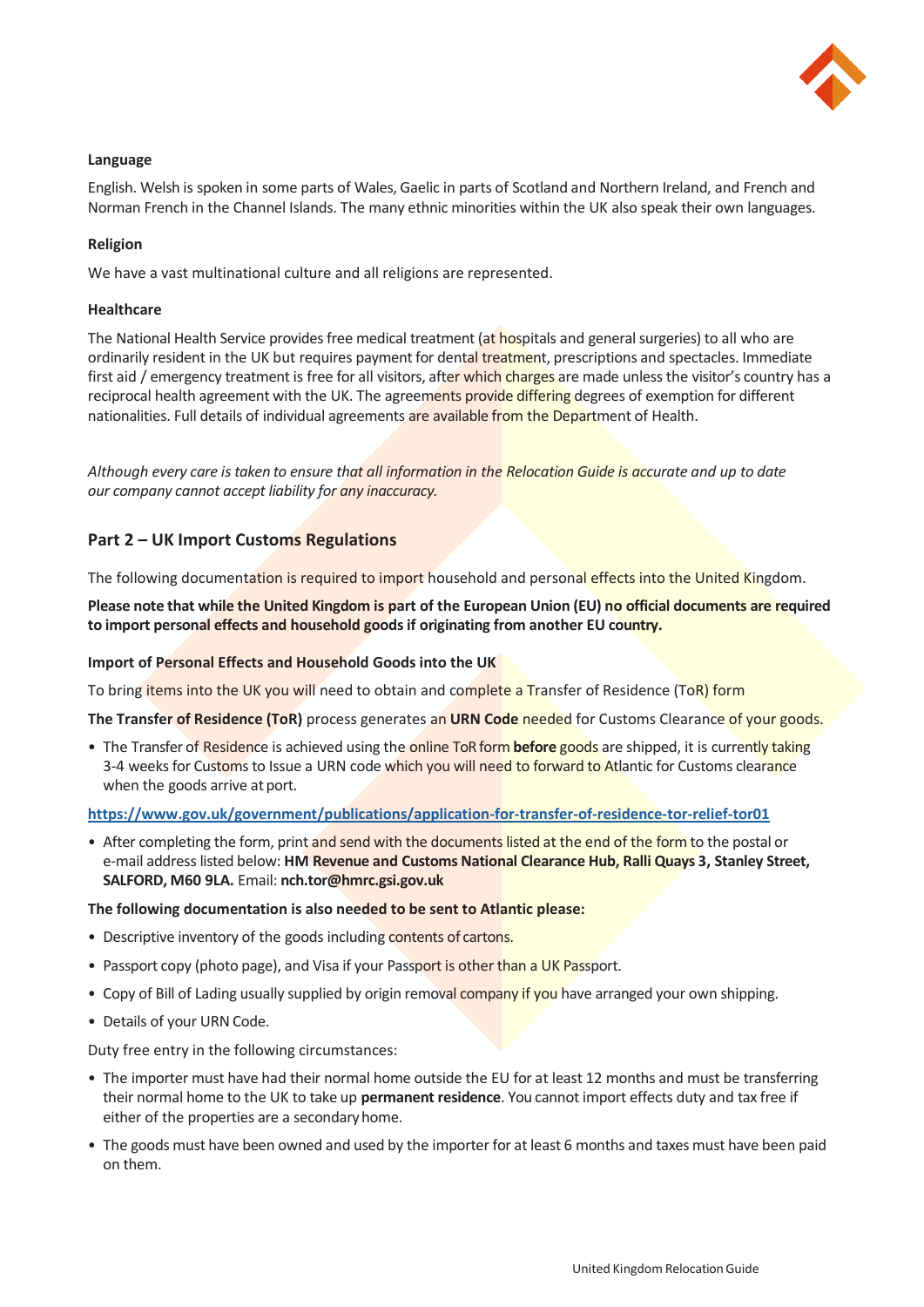**Language**

English. Welsh is spoken in some parts of Wales, Gaelic in parts of Scotland and Northern Ireland, and French and Norman French in the Channel Islands. The many ethnic minorities within the UK also speak their own languages.

**Religion**

We have a vast multinational culture and all religions are represented.

**Healthcare**

The National Health Service provides free medical treatment (at hospitals and general surgeries) to all who are ordinarily resident in the UK but requires payment for dental treatment, prescriptions and spectacles. Immediate first aid / emergency treatment is free for all visitors, after which charges are made unless the visitor's country has a reciprocal health agreement with the UK. The agreements provide differing degrees of exemption for different nationalities. Full details of individual agreements are available from the Department of Health.

*Although every care is taken to ensure that all information in the Relocation Guide is accurate and up to date our company cannot accept liability for any inaccuracy.*

## Part 2 – UK Import Customs Regulations

The following documentation is required to import household and personal effects into the United Kingdom.

**Please note that while the United Kingdom is part of the European Union (EU) no official documents are required to import personal effects and household goods if originating from another EU country.**

**Import of Personal Effects and Household Goods into the UK**

To bring items into the UK you will need to obtain and complete a Transfer of Residence (ToR) form

**The Transfer of Residence (ToR)** process generates an **URN Code** needed for Customs Clearance of your goods.

- The Transfer of Residence is achieved using the online ToR form **before** goods are shipped, it is currently taking 3-4 weeks for Customs to Issue a URN code which you will need to forward to Atlantic for Customs clearance when the goods arrive at port.

**https://www.gov.uk/government/publications/application-for-transfer-of-residence-tor-relief-tor01**

- After completing the form, print and send with the documents listed at the end of the form to the postal or e-mail address listed below: **HM Revenue and Customs National Clearance Hub, Ralli Quays 3, Stanley Street, SALFORD, M60 9LA.** Email: **nch.tor@hmrc.gsi.gov.uk**

**The following documentation is also needed to be sent to Atlantic please:**

- Descriptive inventory of the goods including contents of cartons.
- Passport copy (photo page), and Visa if your Passport is other than a UK Passport.
- Copy of Bill of Lading usually supplied by origin removal company if you have arranged your own shipping.
- Details of your URN Code.

Duty free entry in the following circumstances:

- The importer must have had their normal home outside the EU for at least 12 months and must be transferring their normal home to the UK to take up **permanent residence**. You cannot import effects duty and tax free if either of the properties are a secondary home.
- The goods must have been owned and used by the importer for at least 6 months and taxes must have been paid on them.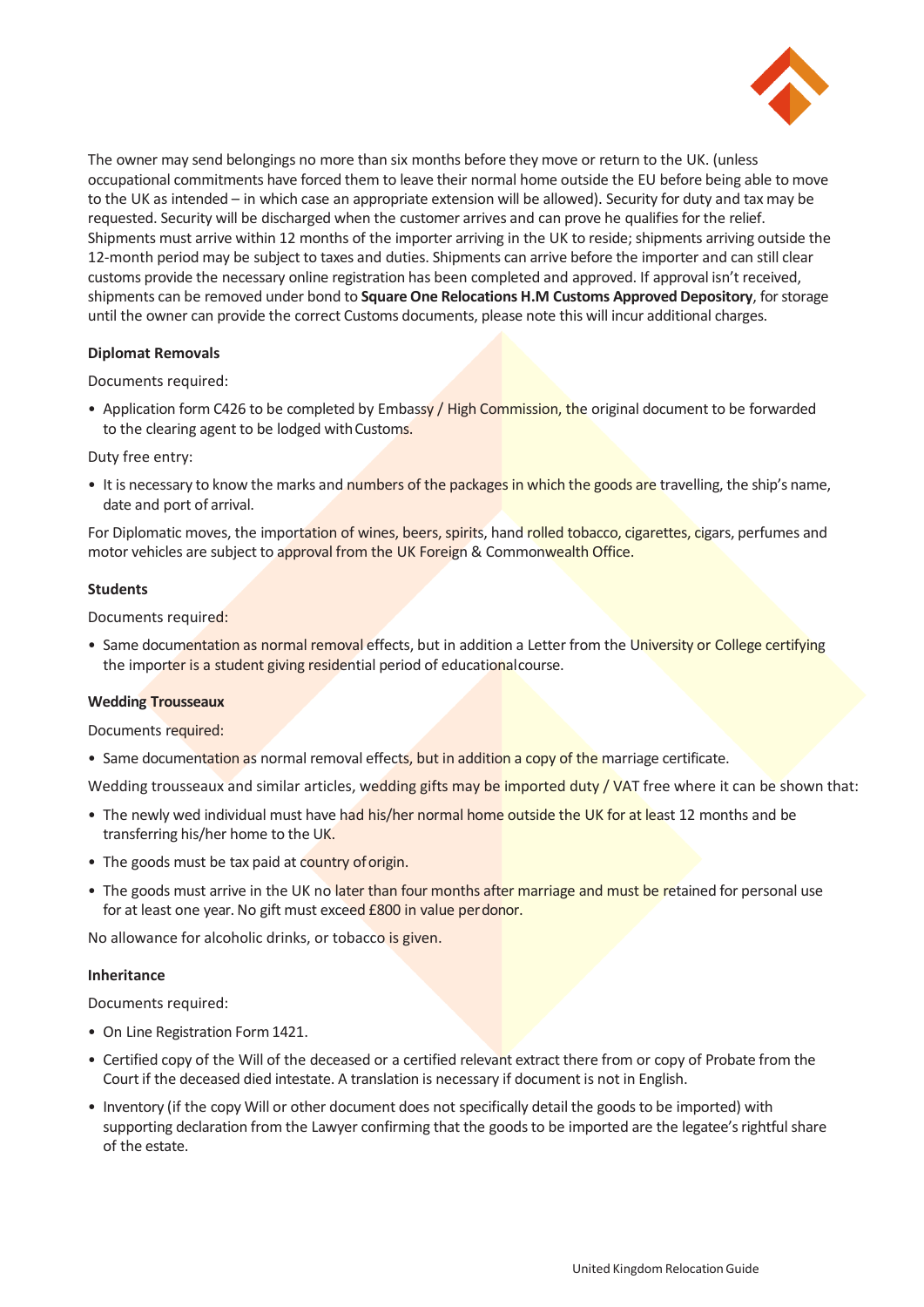The owner may send belongings no more than six months before they move or return to the UK. (unless occupational commitments have forced them to leave their normal home outside the EU before being able to move to the UK as intended – in which case an appropriate extension will be allowed). Security for duty and tax may be requested. Security will be discharged when the customer arrives and can prove he qualifies for the relief. Shipments must arrive within 12 months of the importer arriving in the UK to reside; shipments arriving outside the 12-month period may be subject to taxes and duties. Shipments can arrive before the importer and can still clear customs provide the necessary online registration has been completed and approved. If approval isn't received, shipments can be removed under bond to **Square One Relocations H.M Customs Approved Depository**, for storage until the owner can provide the correct Customs documents, please note this will incur additional charges.

**Diplomat Removals**

Documents required:

- Application form C426 to be completed by Embassy / High Commission, the original document to be forwarded to the clearing agent to be lodged with Customs.

Duty free entry:

- It is necessary to know the marks and numbers of the packages in which the goods are travelling, the ship's name, date and port of arrival.

For Diplomatic moves, the importation of wines, beers, spirits, hand rolled tobacco, cigarettes, cigars, perfumes and motor vehicles are subject to approval from the UK Foreign & Commonwealth Office.

**Students**

Documents required:

- Same documentation as normal removal effects, but in addition a Letter from the University or College certifying the importer is a student giving residential period of educational course.

**Wedding Trousseaux**

Documents required:

- Same documentation as normal removal effects, but in addition a copy of the marriage certificate.

Wedding trousseaux and similar articles, wedding gifts may be imported duty / VAT free where it can be shown that:

- The newly wed individual must have had his/her normal home outside the UK for at least 12 months and be transferring his/her home to the UK.
- The goods must be tax paid at country of origin.
- The goods must arrive in the UK no later than four months after marriage and must be retained for personal use for at least one year. No gift must exceed £800 in value per donor.

No allowance for alcoholic drinks, or tobacco is given.

**Inheritance**

Documents required:

- On Line Registration Form 1421.
- Certified copy of the Will of the deceased or a certified relevant extract there from or copy of Probate from the Court if the deceased died intestate. A translation is necessary if document is not in English.
- Inventory (if the copy Will or other document does not specifically detail the goods to be imported) with supporting declaration from the Lawyer confirming that the goods to be imported are the legatee's rightful share of the estate.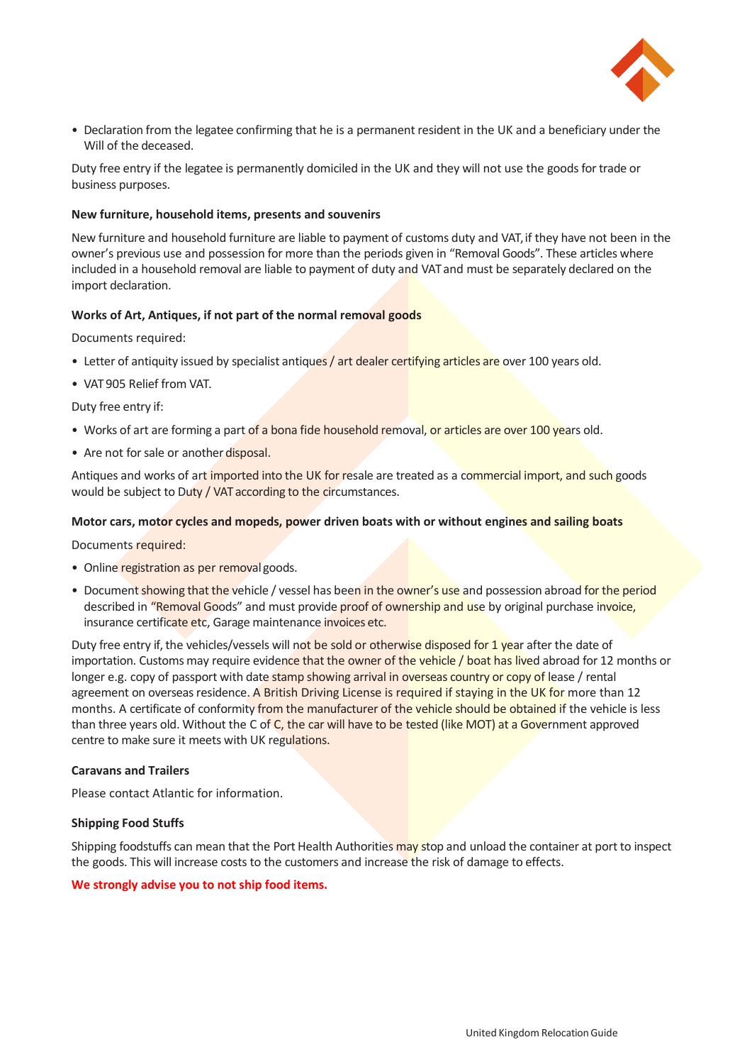- Declaration from the legatee confirming that he is a permanent resident in the UK and a beneficiary under the Will of the deceased.

Duty free entry if the legatee is permanently domiciled in the UK and they will not use the goods for trade or business purposes.

**New furniture, household items, presents and souvenirs**

New furniture and household furniture are liable to payment of customs duty and VAT, if they have not been in the owner's previous use and possession for more than the periods given in "Removal Goods". These articles where included in a household removal are liable to payment of duty and VAT and must be separately declared on the import declaration.

**Works of Art, Antiques, if not part of the normal removal goods**

Documents required:

- Letter of antiquity issued by specialist antiques / art dealer certifying articles are over 100 years old.
- VAT 905 Relief from VAT.

Duty free entry if:

- Works of art are forming a part of a bona fide household removal, or articles are over 100 years old.
- Are not for sale or another disposal.

Antiques and works of art imported into the UK for resale are treated as a commercial import, and such goods would be subject to Duty / VAT according to the circumstances.

**Motor cars, motor cycles and mopeds, power driven boats with or without engines and sailing boats**

Documents required:

- Online registration as per removal goods.
- Document showing that the vehicle / vessel has been in the owner's use and possession abroad for the period described in "Removal Goods" and must provide proof of ownership and use by original purchase invoice, insurance certificate etc, Garage maintenance invoices etc.

Duty free entry if, the vehicles/vessels will not be sold or otherwise disposed for 1 year after the date of importation. Customs may require evidence that the owner of the vehicle / boat has lived abroad for 12 months or longer e.g. copy of passport with date stamp showing arrival in overseas country or copy of lease / rental agreement on overseas residence. A British Driving License is required if staying in the UK for more than 12 months. A certificate of conformity from the manufacturer of the vehicle should be obtained if the vehicle is less than three years old. Without the C of C, the car will have to be tested (like MOT) at a Government approved centre to make sure it meets with UK regulations.

**Caravans and Trailers**

Please contact Atlantic for information.

**Shipping Food Stuffs**

Shipping foodstuffs can mean that the Port Health Authorities may stop and unload the container at port to inspect the goods. This will increase costs to the customers and increase the risk of damage to effects.

**We strongly advise you to not ship food items.**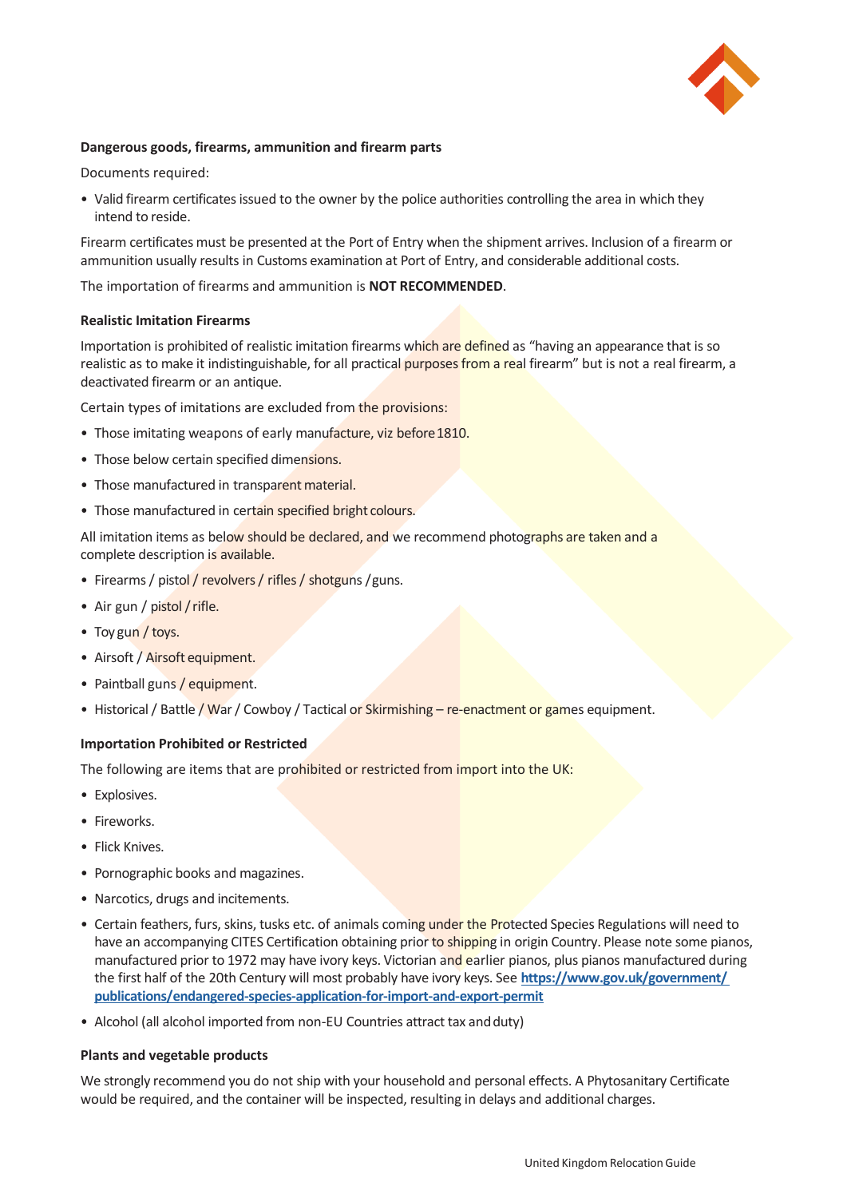**Dangerous goods, firearms, ammunition and firearm parts**

Documents required:

- Valid firearm certificates issued to the owner by the police authorities controlling the area in which they intend to reside.

Firearm certificates must be presented at the Port of Entry when the shipment arrives. Inclusion of a firearm or ammunition usually results in Customs examination at Port of Entry, and considerable additional costs.

The importation of firearms and ammunition is **NOT RECOMMENDED**.

**Realistic Imitation Firearms**

Importation is prohibited of realistic imitation firearms which are defined as "having an appearance that is so realistic as to make it indistinguishable, for all practical purposes from a real firearm" but is not a real firearm, a deactivated firearm or an antique.

Certain types of imitations are excluded from the provisions:

- Those imitating weapons of early manufacture, viz before 1810.
- Those below certain specified dimensions.
- Those manufactured in transparent material.
- Those manufactured in certain specified bright colours.

All imitation items as below should be declared, and we recommend photographs are taken and a complete description is available.

- Firearms / pistol / revolvers / rifles / shotguns / guns.
- Air gun / pistol / rifle.
- Toy gun / toys.
- Airsoft / Airsoft equipment.
- Paintball guns / equipment.
- Historical / Battle / War / Cowboy / Tactical or Skirmishing – re-enactment or games equipment.

**Importation Prohibited or Restricted**

The following are items that are prohibited or restricted from import into the UK:

- Explosives.
- Fireworks.
- Flick Knives.
- Pornographic books and magazines.
- Narcotics, drugs and incitements.
- Certain feathers, furs, skins, tusks etc. of animals coming under the Protected Species Regulations will need to have an accompanying CITES Certification obtaining prior to shipping in origin Country. Please note some pianos, manufactured prior to 1972 may have ivory keys. Victorian and earlier pianos, plus pianos manufactured during the first half of the 20th Century will most probably have ivory keys. See **https://www.gov.uk/government/publications/endangered-species-application-for-import-and-export-permit**
- Alcohol (all alcohol imported from non-EU Countries attract tax and duty)

**Plants and vegetable products**

We strongly recommend you do not ship with your household and personal effects. A Phytosanitary Certificate would be required, and the container will be inspected, resulting in delays and additional charges.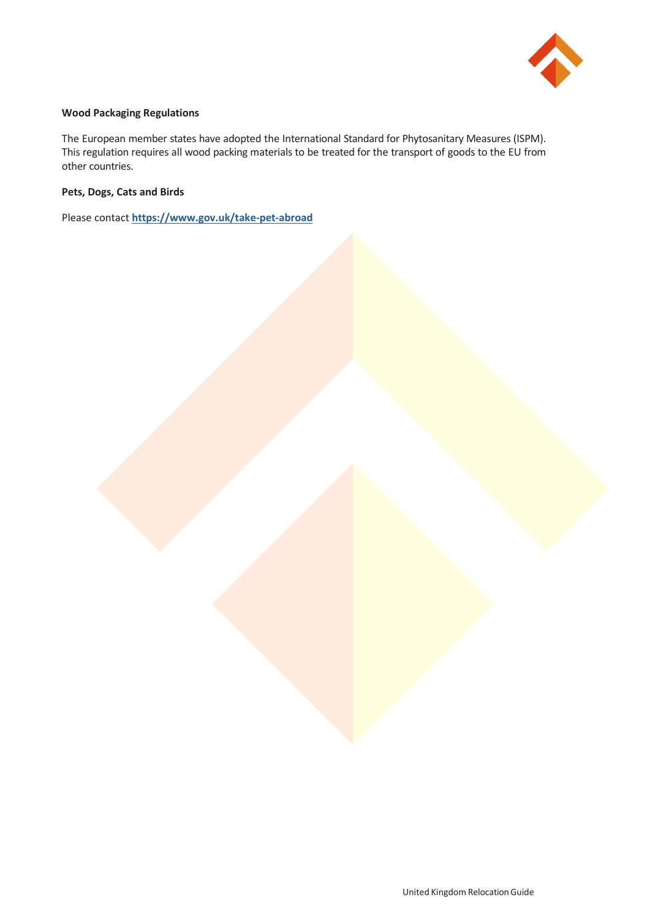**Wood Packaging Regulations**

The European member states have adopted the International Standard for Phytosanitary Measures (ISPM). This regulation requires all wood packing materials to be treated for the transport of goods to the EU from other countries.

**Pets, Dogs, Cats and Birds**

Please contact **https://www.gov.uk/take-pet-abroad**